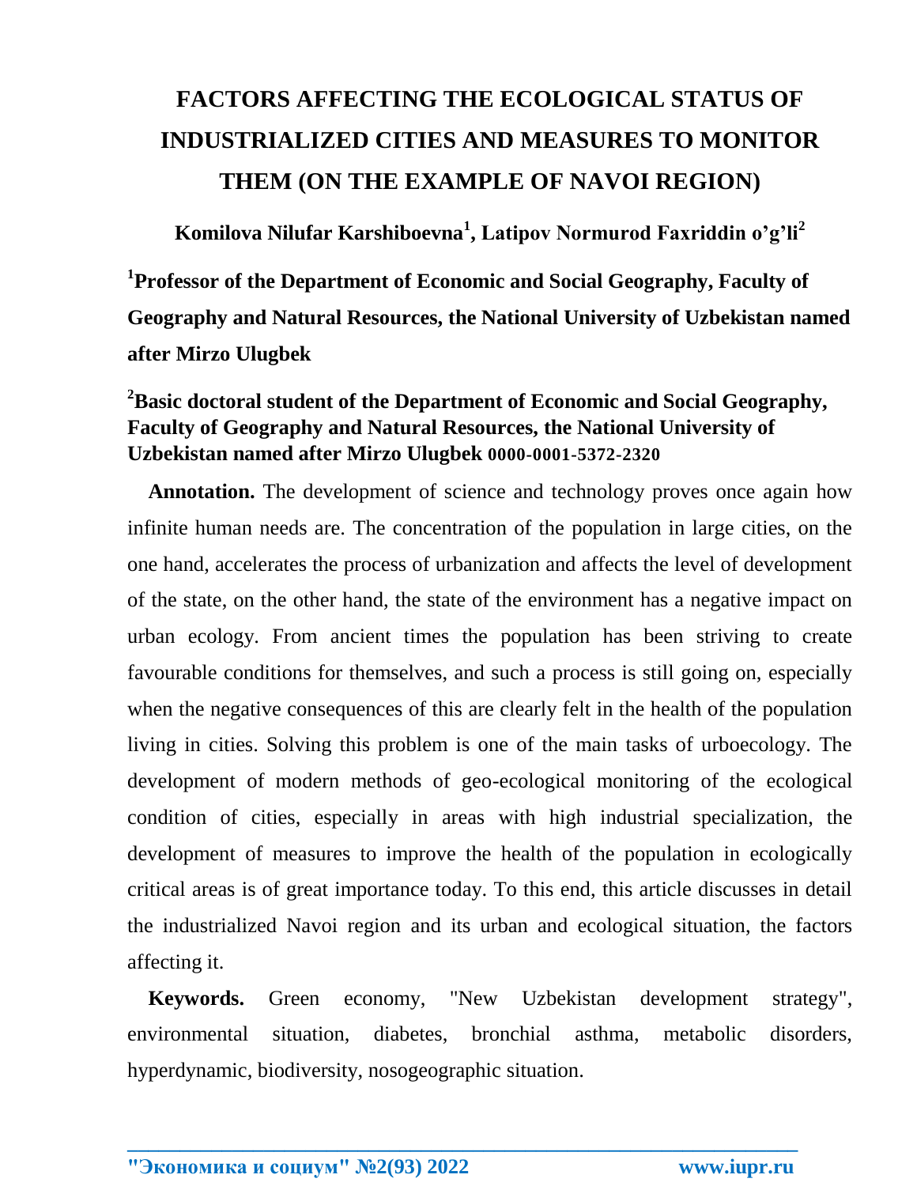# FACTORS AFFECTING THE ECOLOGICAL STATUS OF INDUSTRIALIZED CITIES AND MEASURES TO MONITOR THEM (ON THE EXAMPLE OF NAVOI REGION)

**Komilova Nilufar Karshiboevna[1], Latipov Normurod Faxriddin o'g'li[2]**

**[1]Professor of the Department of Economic and Social Geography, Faculty of Geography and Natural Resources, the National University of Uzbekistan named after Mirzo Ulugbek**

**[2]Basic doctoral student of the Department of Economic and Social Geography, Faculty of Geography and Natural Resources, the National University of Uzbekistan named after Mirzo Ulugbek 0000-0001-5372-2320**

**Annotation.** The development of science and technology proves once again how infinite human needs are. The concentration of the population in large cities, on the one hand, accelerates the process of urbanization and affects the level of development of the state, on the other hand, the state of the environment has a negative impact on urban ecology. From ancient times the population has been striving to create favourable conditions for themselves, and such a process is still going on, especially when the negative consequences of this are clearly felt in the health of the population living in cities. Solving this problem is one of the main tasks of urboecology. The development of modern methods of geo-ecological monitoring of the ecological condition of cities, especially in areas with high industrial specialization, the development of measures to improve the health of the population in ecologically critical areas is of great importance today. To this end, this article discusses in detail the industrialized Navoi region and its urban and ecological situation, the factors affecting it.

**Keywords.** Green economy, "New Uzbekistan development strategy", environmental situation, diabetes, bronchial asthma, metabolic disorders, hyperdynamic, biodiversity, nosogeographic situation.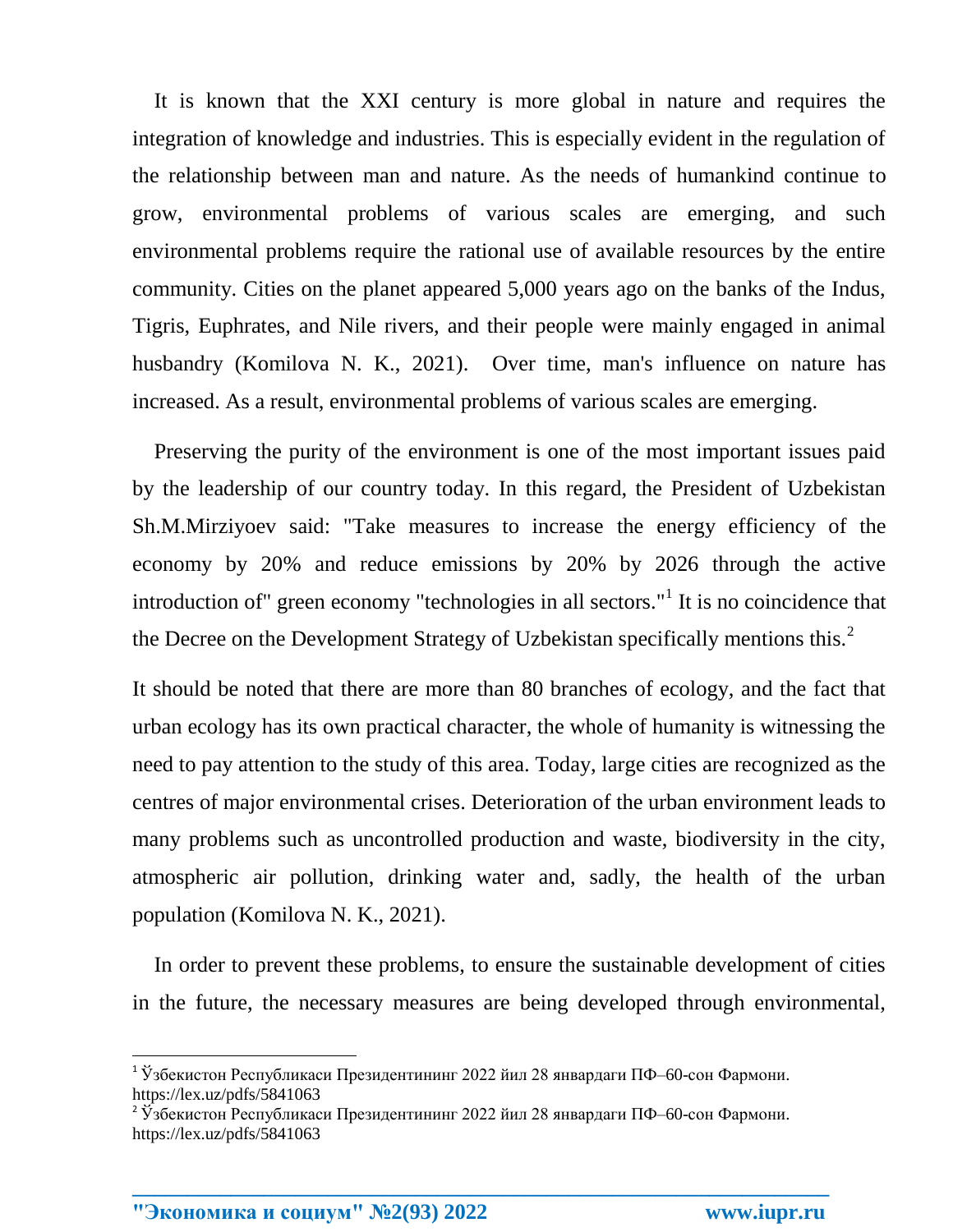It is known that the XXI century is more global in nature and requires the integration of knowledge and industries. This is especially evident in the regulation of the relationship between man and nature. As the needs of humankind continue to grow, environmental problems of various scales are emerging, and such environmental problems require the rational use of available resources by the entire community. Cities on the planet appeared 5,000 years ago on the banks of the Indus, Tigris, Euphrates, and Nile rivers, and their people were mainly engaged in animal husbandry (Komilova N. K., 2021). Over time, man's influence on nature has increased. As a result, environmental problems of various scales are emerging.

Preserving the purity of the environment is one of the most important issues paid by the leadership of our country today. In this regard, the President of Uzbekistan Sh.M.Mirziyoev said: "Take measures to increase the energy efficiency of the economy by 20% and reduce emissions by 20% by 2026 through the active introduction of" green economy "technologies in all sectors."[1] It is no coincidence that the Decree on the Development Strategy of Uzbekistan specifically mentions this.[2]

It should be noted that there are more than 80 branches of ecology, and the fact that urban ecology has its own practical character, the whole of humanity is witnessing the need to pay attention to the study of this area. Today, large cities are recognized as the centres of major environmental crises. Deterioration of the urban environment leads to many problems such as uncontrolled production and waste, biodiversity in the city, atmospheric air pollution, drinking water and, sadly, the health of the urban population (Komilova N. K., 2021).

In order to prevent these problems, to ensure the sustainable development of cities in the future, the necessary measures are being developed through environmental,

---

[1] Ўзбекистон Республикаси Президентининг 2022 йил 28 январдаги ПФ–60-сон Фармони. https://lex.uz/pdfs/5841063

[2] Ўзбекистон Республикаси Президентининг 2022 йил 28 январдаги ПФ–60-сон Фармони. https://lex.uz/pdfs/5841063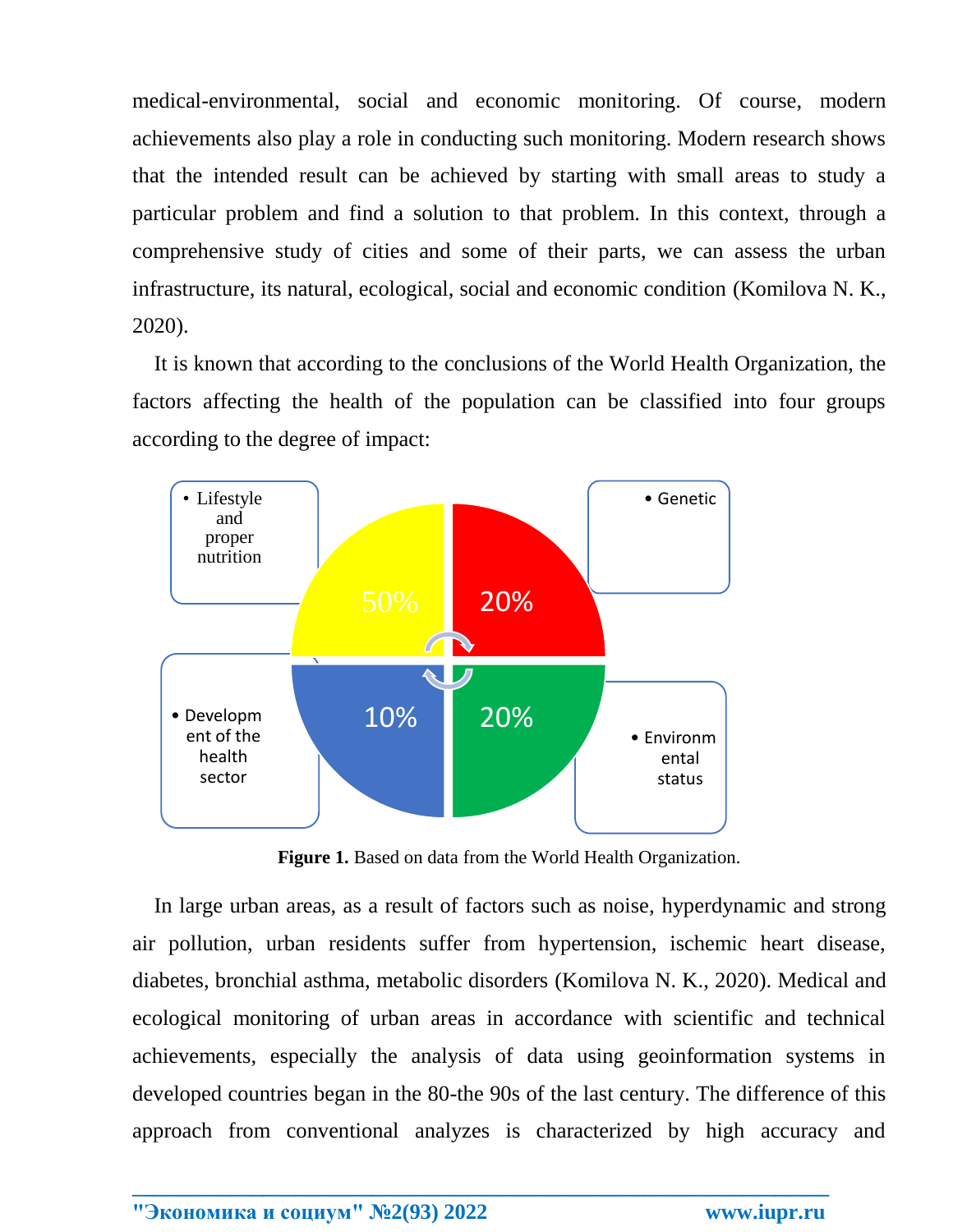medical-environmental, social and economic monitoring. Of course, modern achievements also play a role in conducting such monitoring. Modern research shows that the intended result can be achieved by starting with small areas to study a particular problem and find a solution to that problem. In this context, through a comprehensive study of cities and some of their parts, we can assess the urban infrastructure, its natural, ecological, social and economic condition (Komilova N. K., 2020).

It is known that according to the conclusions of the World Health Organization, the factors affecting the health of the population can be classified into four groups according to the degree of impact:

- Lifestyle and proper nutrition — 50%
- Genetic — 20%
- Development of the health sector — 10%
- Environmental status — 20%

**Figure 1.** Based on data from the World Health Organization.

In large urban areas, as a result of factors such as noise, hyperdynamic and strong air pollution, urban residents suffer from hypertension, ischemic heart disease, diabetes, bronchial asthma, metabolic disorders (Komilova N. K., 2020). Medical and ecological monitoring of urban areas in accordance with scientific and technical achievements, especially the analysis of data using geoinformation systems in developed countries began in the 80-the 90s of the last century. The difference of this approach from conventional analyzes is characterized by high accuracy and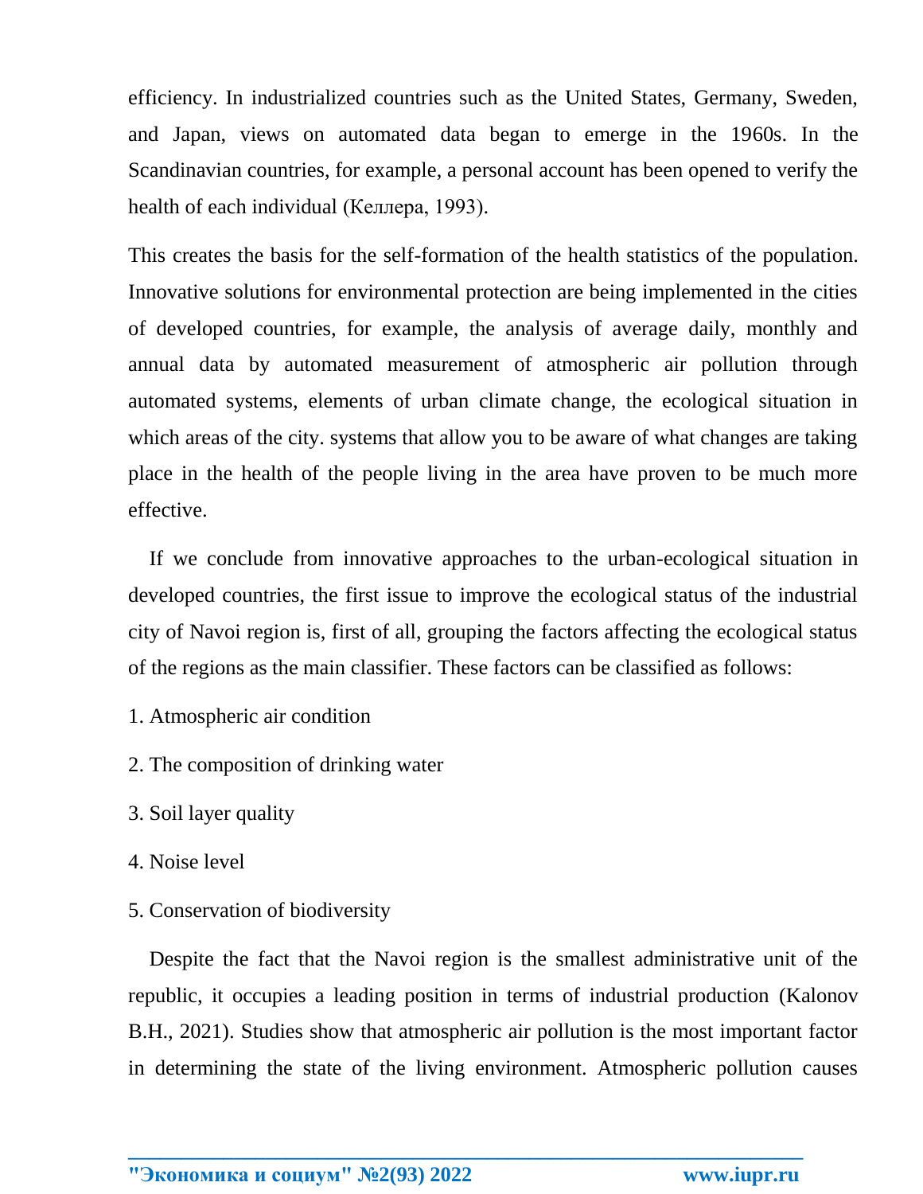efficiency. In industrialized countries such as the United States, Germany, Sweden, and Japan, views on automated data began to emerge in the 1960s. In the Scandinavian countries, for example, a personal account has been opened to verify the health of each individual (Келлера, 1993).

This creates the basis for the self-formation of the health statistics of the population. Innovative solutions for environmental protection are being implemented in the cities of developed countries, for example, the analysis of average daily, monthly and annual data by automated measurement of atmospheric air pollution through automated systems, elements of urban climate change, the ecological situation in which areas of the city. systems that allow you to be aware of what changes are taking place in the health of the people living in the area have proven to be much more effective.

If we conclude from innovative approaches to the urban-ecological situation in developed countries, the first issue to improve the ecological status of the industrial city of Navoi region is, first of all, grouping the factors affecting the ecological status of the regions as the main classifier. These factors can be classified as follows:

1. Atmospheric air condition
2. The composition of drinking water
3. Soil layer quality
4. Noise level
5. Conservation of biodiversity

Despite the fact that the Navoi region is the smallest administrative unit of the republic, it occupies a leading position in terms of industrial production (Kalonov B.H., 2021). Studies show that atmospheric air pollution is the most important factor in determining the state of the living environment. Atmospheric pollution causes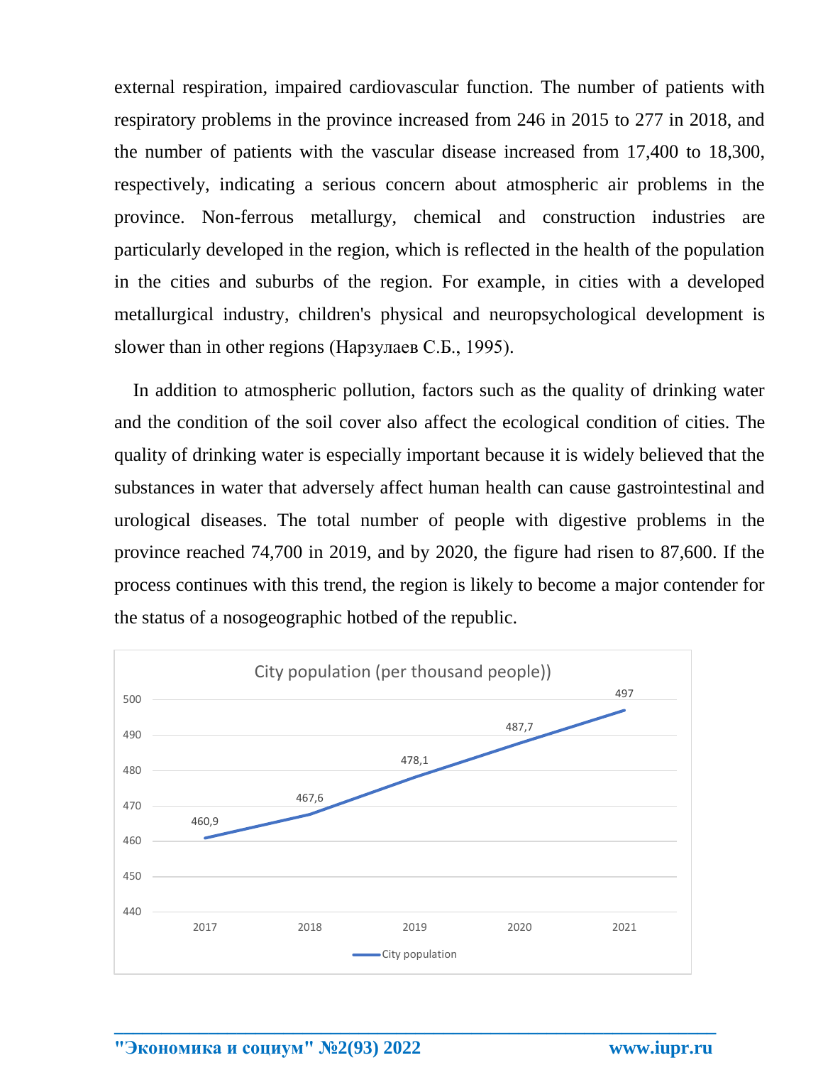external respiration, impaired cardiovascular function. The number of patients with respiratory problems in the province increased from 246 in 2015 to 277 in 2018, and the number of patients with the vascular disease increased from 17,400 to 18,300, respectively, indicating a serious concern about atmospheric air problems in the province. Non-ferrous metallurgy, chemical and construction industries are particularly developed in the region, which is reflected in the health of the population in the cities and suburbs of the region. For example, in cities with a developed metallurgical industry, children's physical and neuropsychological development is slower than in other regions (Нарзулаев С.Б., 1995).

In addition to atmospheric pollution, factors such as the quality of drinking water and the condition of the soil cover also affect the ecological condition of cities. The quality of drinking water is especially important because it is widely believed that the substances in water that adversely affect human health can cause gastrointestinal and urological diseases. The total number of people with digestive problems in the province reached 74,700 in 2019, and by 2020, the figure had risen to 87,600. If the process continues with this trend, the region is likely to become a major contender for the status of a nosogeographic hotbed of the republic.

City population (per thousand people))

| Year | City population |
|---|---|
| 2017 | 460,9 |
| 2018 | 467,6 |
| 2019 | 478,1 |
| 2020 | 487,7 |
| 2021 | 497 |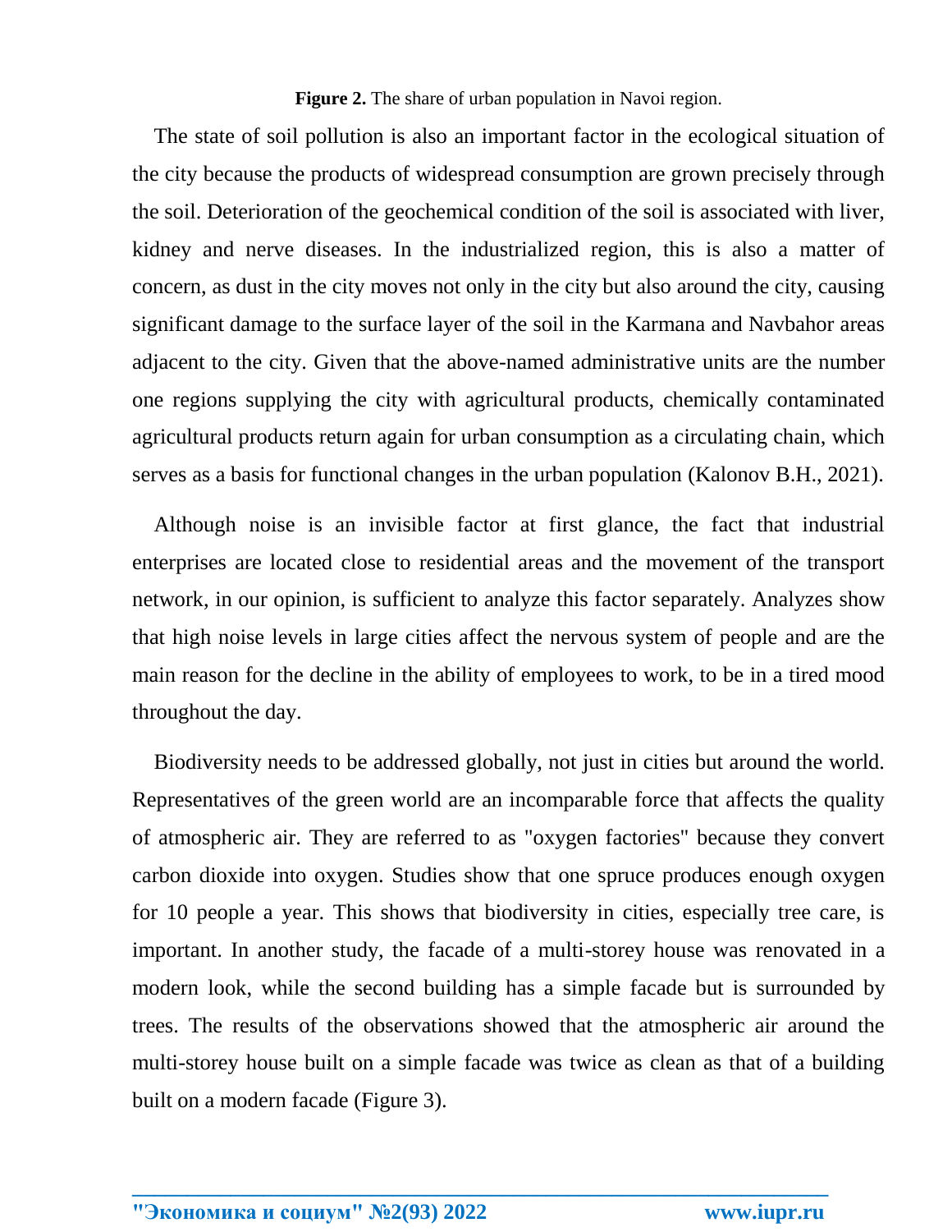**Figure 2.** The share of urban population in Navoi region.

The state of soil pollution is also an important factor in the ecological situation of the city because the products of widespread consumption are grown precisely through the soil. Deterioration of the geochemical condition of the soil is associated with liver, kidney and nerve diseases. In the industrialized region, this is also a matter of concern, as dust in the city moves not only in the city but also around the city, causing significant damage to the surface layer of the soil in the Karmana and Navbahor areas adjacent to the city. Given that the above-named administrative units are the number one regions supplying the city with agricultural products, chemically contaminated agricultural products return again for urban consumption as a circulating chain, which serves as a basis for functional changes in the urban population (Kalonov B.H., 2021).

Although noise is an invisible factor at first glance, the fact that industrial enterprises are located close to residential areas and the movement of the transport network, in our opinion, is sufficient to analyze this factor separately. Analyzes show that high noise levels in large cities affect the nervous system of people and are the main reason for the decline in the ability of employees to work, to be in a tired mood throughout the day.

Biodiversity needs to be addressed globally, not just in cities but around the world. Representatives of the green world are an incomparable force that affects the quality of atmospheric air. They are referred to as "oxygen factories" because they convert carbon dioxide into oxygen. Studies show that one spruce produces enough oxygen for 10 people a year. This shows that biodiversity in cities, especially tree care, is important. In another study, the facade of a multi-storey house was renovated in a modern look, while the second building has a simple facade but is surrounded by trees. The results of the observations showed that the atmospheric air around the multi-storey house built on a simple facade was twice as clean as that of a building built on a modern facade (Figure 3).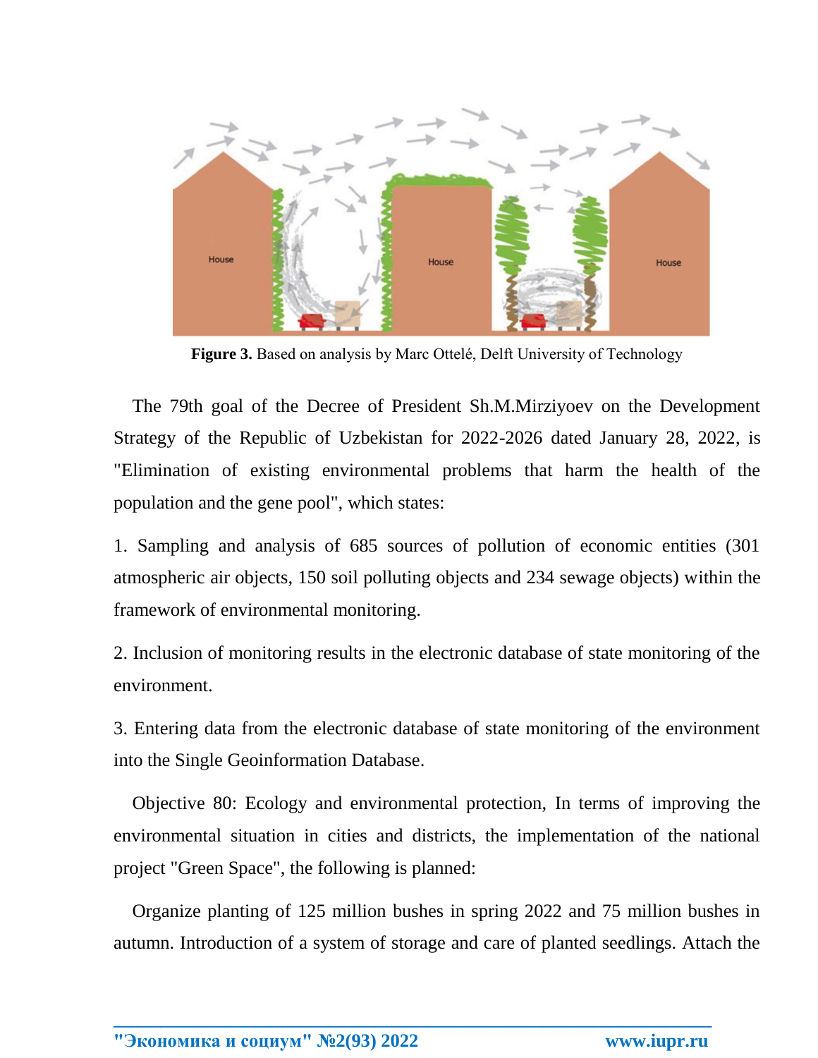**Figure 3.** Based on analysis by Marc Ottelé, Delft University of Technology

The 79th goal of the Decree of President Sh.M.Mirziyoev on the Development Strategy of the Republic of Uzbekistan for 2022-2026 dated January 28, 2022, is "Elimination of existing environmental problems that harm the health of the population and the gene pool", which states:

1. Sampling and analysis of 685 sources of pollution of economic entities (301 atmospheric air objects, 150 soil polluting objects and 234 sewage objects) within the framework of environmental monitoring.

2. Inclusion of monitoring results in the electronic database of state monitoring of the environment.

3. Entering data from the electronic database of state monitoring of the environment into the Single Geoinformation Database.

Objective 80: Ecology and environmental protection, In terms of improving the environmental situation in cities and districts, the implementation of the national project "Green Space", the following is planned:

Organize planting of 125 million bushes in spring 2022 and 75 million bushes in autumn. Introduction of a system of storage and care of planted seedlings. Attach the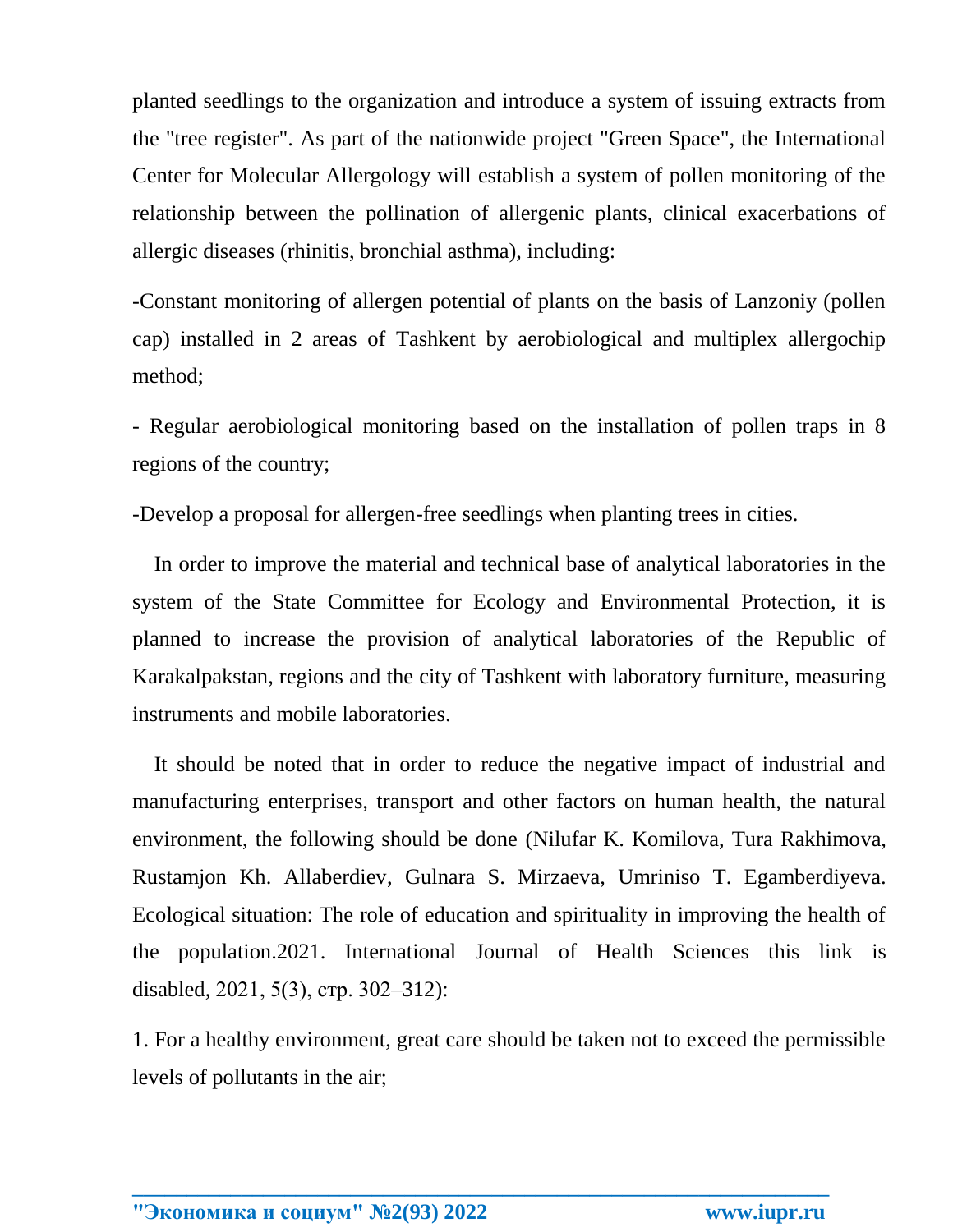planted seedlings to the organization and introduce a system of issuing extracts from the "tree register". As part of the nationwide project "Green Space", the International Center for Molecular Allergology will establish a system of pollen monitoring of the relationship between the pollination of allergenic plants, clinical exacerbations of allergic diseases (rhinitis, bronchial asthma), including:

-Constant monitoring of allergen potential of plants on the basis of Lanzoniy (pollen cap) installed in 2 areas of Tashkent by aerobiological and multiplex allergochip method;

- Regular aerobiological monitoring based on the installation of pollen traps in 8 regions of the country;

-Develop a proposal for allergen-free seedlings when planting trees in cities.

In order to improve the material and technical base of analytical laboratories in the system of the State Committee for Ecology and Environmental Protection, it is planned to increase the provision of analytical laboratories of the Republic of Karakalpakstan, regions and the city of Tashkent with laboratory furniture, measuring instruments and mobile laboratories.

It should be noted that in order to reduce the negative impact of industrial and manufacturing enterprises, transport and other factors on human health, the natural environment, the following should be done (Nilufar K. Komilova, Tura Rakhimova, Rustamjon Kh. Allaberdiev, Gulnara S. Mirzaeva, Umriniso T. Egamberdiyeva. Ecological situation: The role of education and spirituality in improving the health of the population.2021. International Journal of Health Sciences this link is disabled, 2021, 5(3), стр. 302–312):

1. For a healthy environment, great care should be taken not to exceed the permissible levels of pollutants in the air;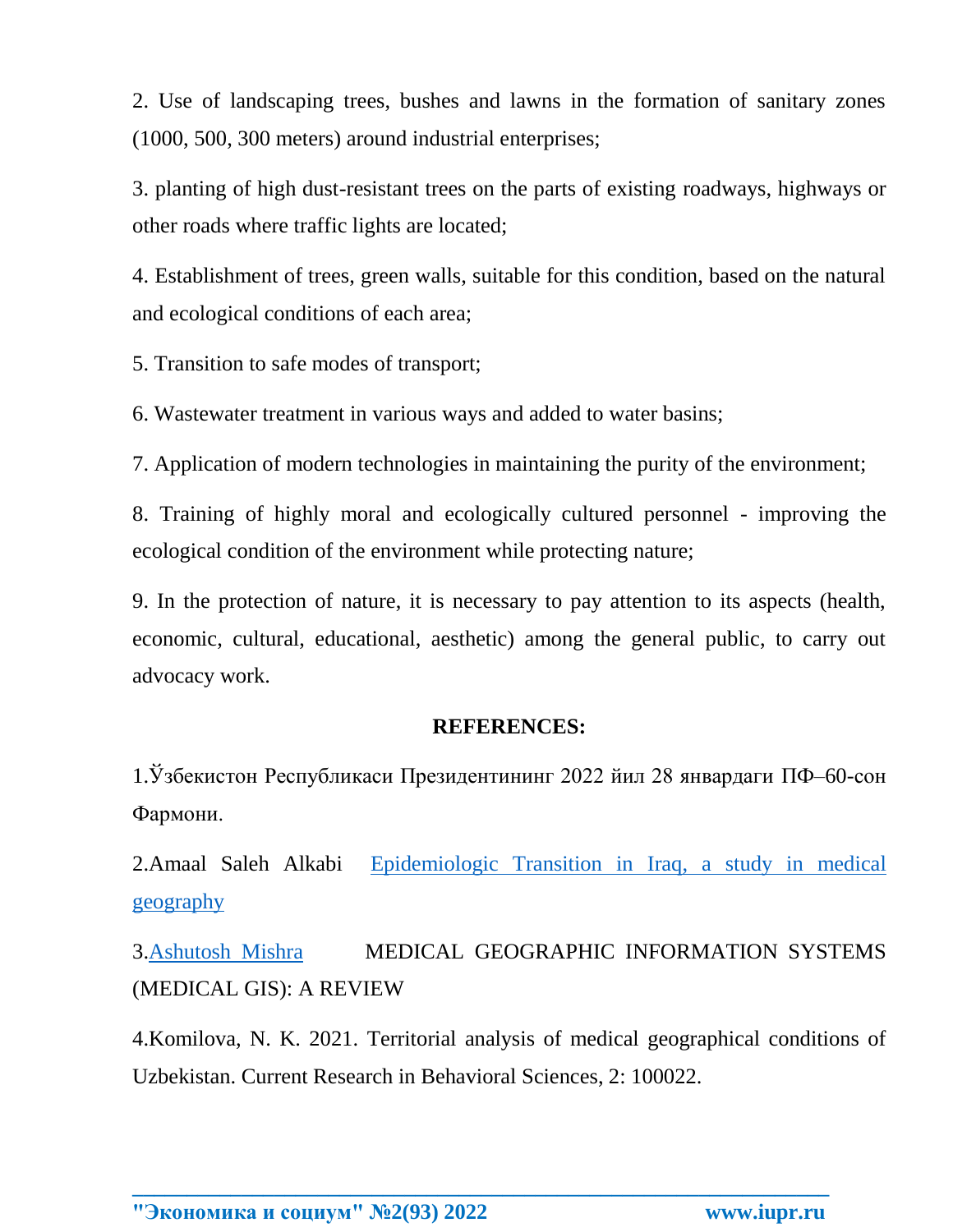2. Use of landscaping trees, bushes and lawns in the formation of sanitary zones (1000, 500, 300 meters) around industrial enterprises;

3. planting of high dust-resistant trees on the parts of existing roadways, highways or other roads where traffic lights are located;

4. Establishment of trees, green walls, suitable for this condition, based on the natural and ecological conditions of each area;

5. Transition to safe modes of transport;

6. Wastewater treatment in various ways and added to water basins;

7. Application of modern technologies in maintaining the purity of the environment;

8. Training of highly moral and ecologically cultured personnel - improving the ecological condition of the environment while protecting nature;

9. In the protection of nature, it is necessary to pay attention to its aspects (health, economic, cultural, educational, aesthetic) among the general public, to carry out advocacy work.

## REFERENCES:

1.Ўзбекистон Республикаси Президентининг 2022 йил 28 январдаги ПФ–60-сон Фармони.

2.Amaal Saleh Alkabi Epidemiologic Transition in Iraq, a study in medical geography

3.Ashutosh Mishra MEDICAL GEOGRAPHIC INFORMATION SYSTEMS (MEDICAL GIS): A REVIEW

4.Komilova, N. K. 2021. Territorial analysis of medical geographical conditions of Uzbekistan. Current Research in Behavioral Sciences, 2: 100022.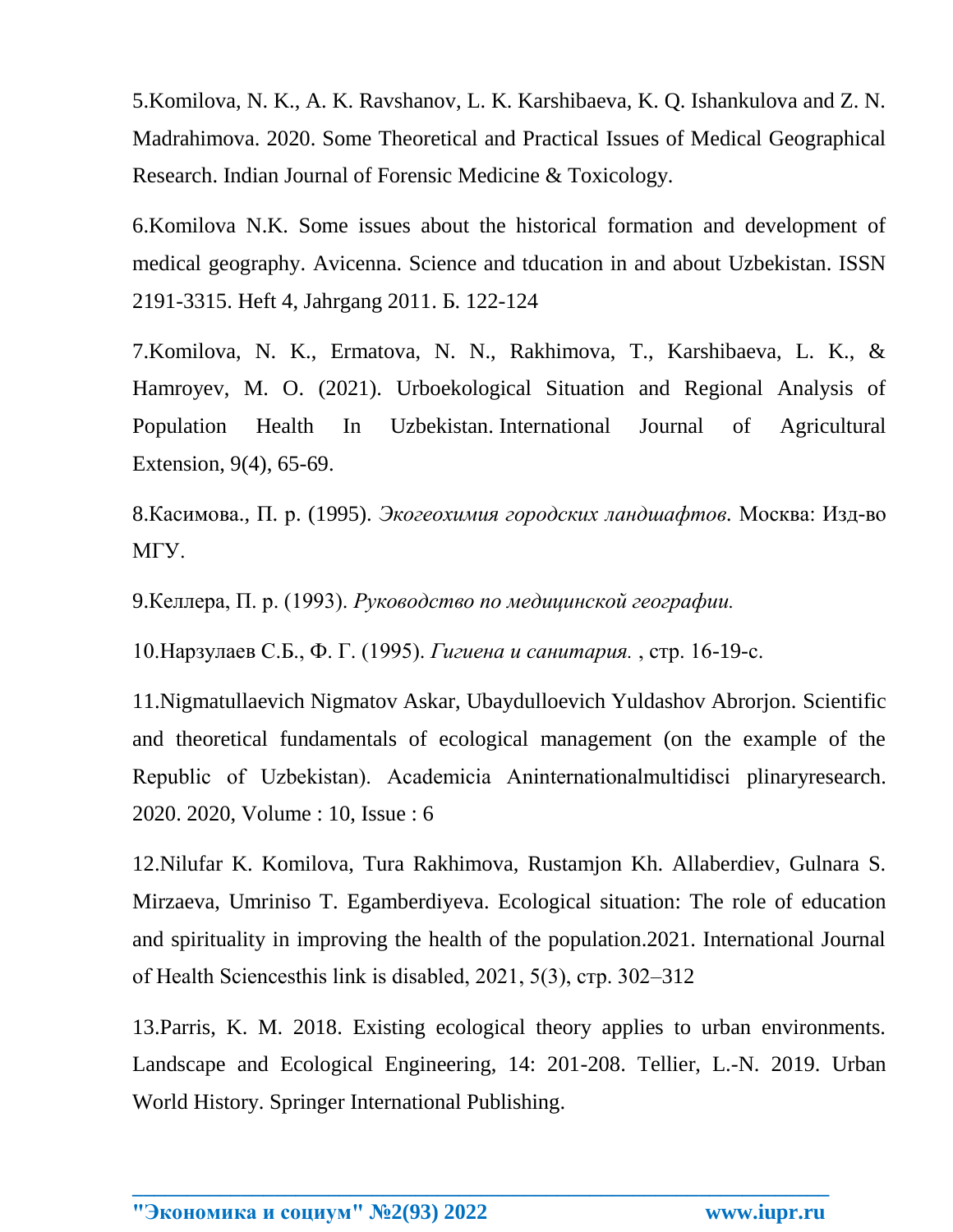5.Komilova, N. K., A. K. Ravshanov, L. K. Karshibaeva, K. Q. Ishankulova and Z. N. Madrahimova. 2020. Some Theoretical and Practical Issues of Medical Geographical Research. Indian Journal of Forensic Medicine & Toxicology.

6.Komilova N.K. Some issues about the historical formation and development of medical geography. Avicenna. Science and tducation in and about Uzbekistan. ISSN 2191-3315. Heft 4, Jahrgang 2011. Б. 122-124

7.Komilova, N. K., Ermatova, N. N., Rakhimova, T., Karshibaeva, L. K., & Hamroyev, M. O. (2021). Urboekological Situation and Regional Analysis of Population Health In Uzbekistan. International Journal of Agricultural Extension, 9(4), 65-69.

8.Касимова., П. р. (1995). *Экогеохимия городских ландшафтов*. Москва: Изд-во МГУ.

9.Келлера, П. р. (1993). *Руководство по медицинской географии.*

10.Нарзулаев С.Б., Ф. Г. (1995). *Гигиена и санитария.* , стр. 16-19-с.

11.Nigmatullaevich Nigmatov Askar, Ubaydulloevich Yuldashov Abrorjon. Scientific and theoretical fundamentals of ecological management (on the example of the Republic of Uzbekistan). Academicia Aninternationalmultidisci plinaryresearch. 2020. 2020, Volume : 10, Issue : 6

12.Nilufar K. Komilova, Tura Rakhimova, Rustamjon Kh. Allaberdiev, Gulnara S. Mirzaeva, Umriniso T. Egamberdiyeva. Ecological situation: The role of education and spirituality in improving the health of the population.2021. International Journal of Health Sciencesthis link is disabled, 2021, 5(3), стр. 302–312

13.Parris, K. M. 2018. Existing ecological theory applies to urban environments. Landscape and Ecological Engineering, 14: 201-208. Tellier, L.-N. 2019. Urban World History. Springer International Publishing.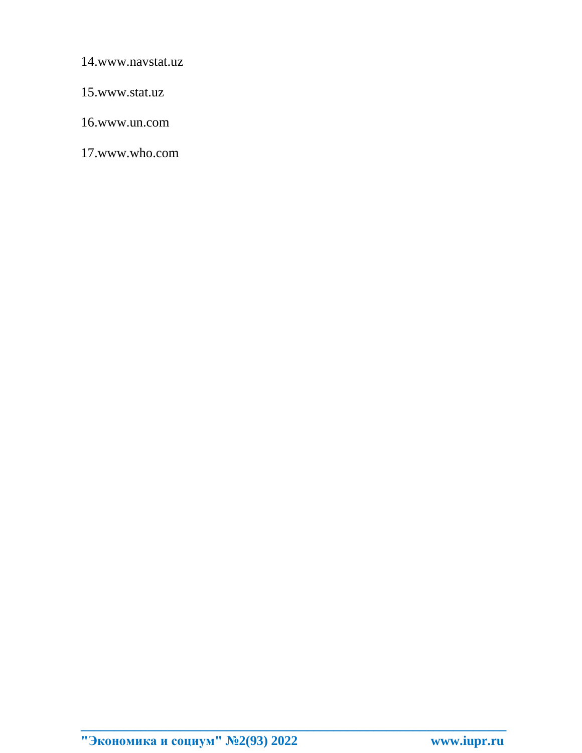14.www.navstat.uz

15.www.stat.uz

16.www.un.com

17.www.who.com